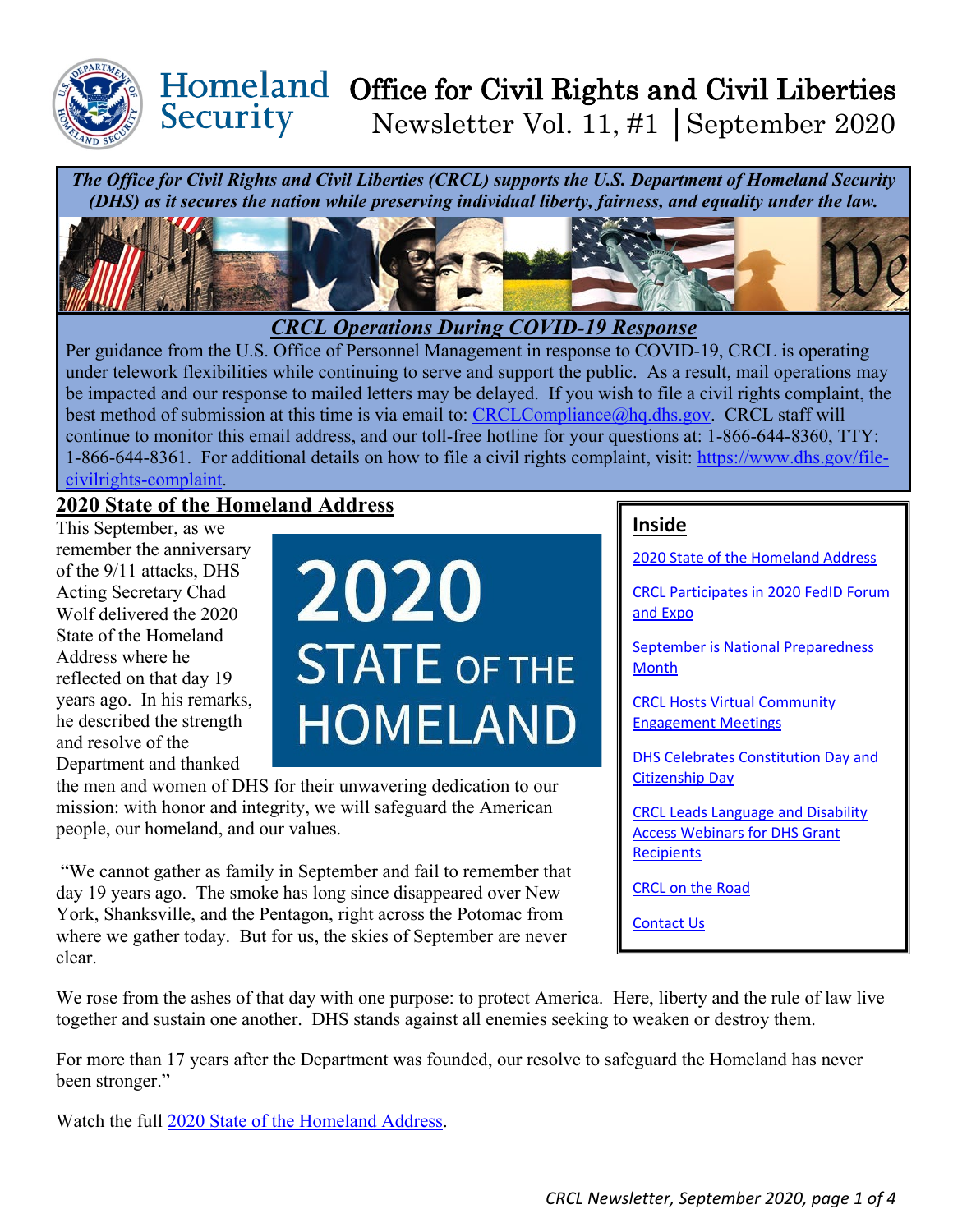# Homeland Security Office for Civil Rights and Civil Liberties

Newsletter Vol. 11, #1 | September 2020

***The Office for Civil Rights and Civil Liberties (CRCL) supports the U.S. Department of Homeland Security (DHS) as it secures the nation while preserving individual liberty, fairness, and equality under the law.***

## *CRCL Operations During COVID-19 Response*

Per guidance from the U.S. Office of Personnel Management in response to COVID-19, CRCL is operating under telework flexibilities while continuing to serve and support the public. As a result, mail operations may be impacted and our response to mailed letters may be delayed. If you wish to file a civil rights complaint, the best method of submission at this time is via email to: CRCLCompliance@hq.dhs.gov. CRCL staff will continue to monitor this email address, and our toll-free hotline for your questions at: 1-866-644-8360, TTY: 1-866-644-8361. For additional details on how to file a civil rights complaint, visit: https://www.dhs.gov/file-civilrights-complaint.

## Inside

- 2020 State of the Homeland Address
- CRCL Participates in 2020 FedID Forum and Expo
- September is National Preparedness Month
- CRCL Hosts Virtual Community Engagement Meetings
- DHS Celebrates Constitution Day and Citizenship Day
- CRCL Leads Language and Disability Access Webinars for DHS Grant Recipients
- CRCL on the Road
- Contact Us

## 2020 State of the Homeland Address

2020 STATE OF THE HOMELAND

This September, as we remember the anniversary of the 9/11 attacks, DHS Acting Secretary Chad Wolf delivered the 2020 State of the Homeland Address where he reflected on that day 19 years ago. In his remarks, he described the strength and resolve of the Department and thanked the men and women of DHS for their unwavering dedication to our mission: with honor and integrity, we will safeguard the American people, our homeland, and our values.

"We cannot gather as family in September and fail to remember that day 19 years ago. The smoke has long since disappeared over New York, Shanksville, and the Pentagon, right across the Potomac from where we gather today. But for us, the skies of September are never clear.

We rose from the ashes of that day with one purpose: to protect America. Here, liberty and the rule of law live together and sustain one another. DHS stands against all enemies seeking to weaken or destroy them.

For more than 17 years after the Department was founded, our resolve to safeguard the Homeland has never been stronger."

Watch the full 2020 State of the Homeland Address.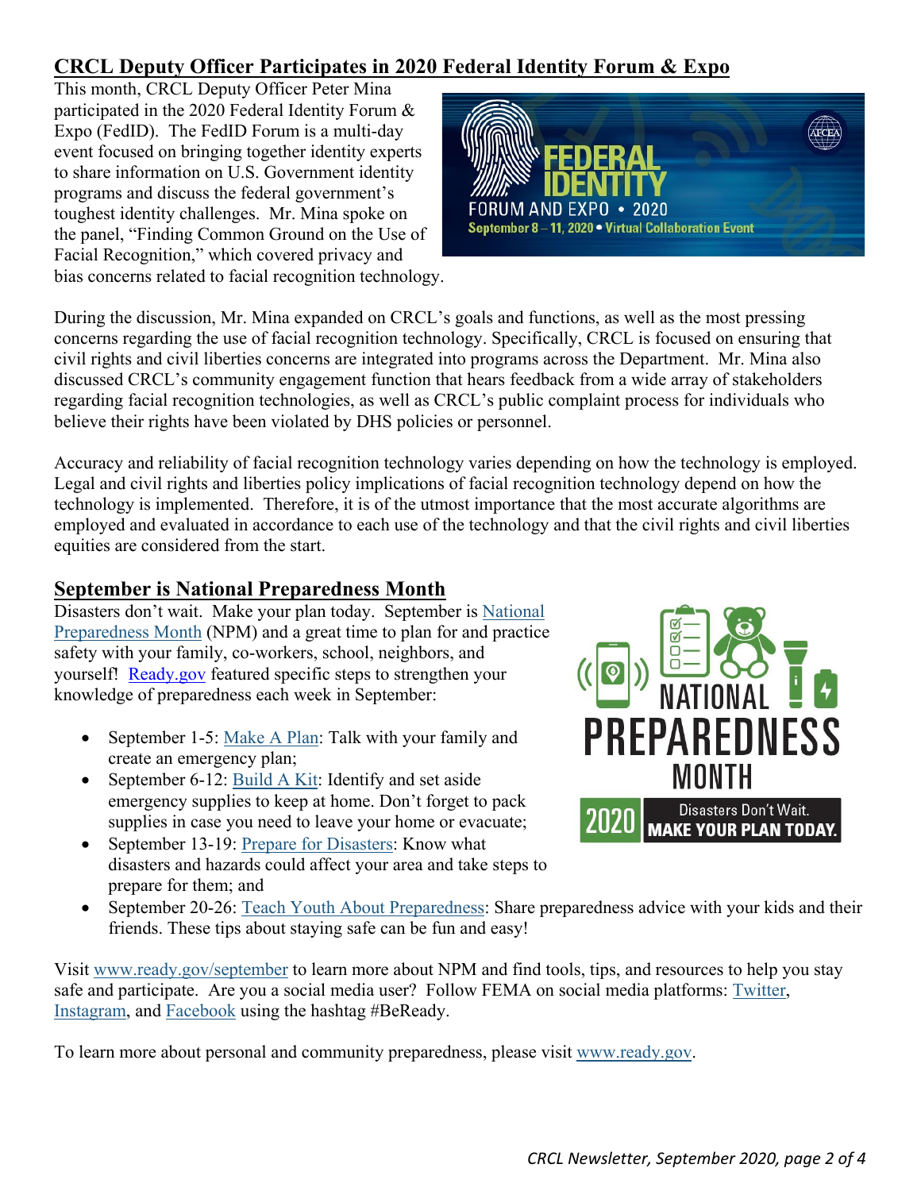## CRCL Deputy Officer Participates in 2020 Federal Identity Forum & Expo

This month, CRCL Deputy Officer Peter Mina participated in the 2020 Federal Identity Forum & Expo (FedID). The FedID Forum is a multi-day event focused on bringing together identity experts to share information on U.S. Government identity programs and discuss the federal government's toughest identity challenges. Mr. Mina spoke on the panel, "Finding Common Ground on the Use of Facial Recognition," which covered privacy and bias concerns related to facial recognition technology.

During the discussion, Mr. Mina expanded on CRCL's goals and functions, as well as the most pressing concerns regarding the use of facial recognition technology. Specifically, CRCL is focused on ensuring that civil rights and civil liberties concerns are integrated into programs across the Department. Mr. Mina also discussed CRCL's community engagement function that hears feedback from a wide array of stakeholders regarding facial recognition technologies, as well as CRCL's public complaint process for individuals who believe their rights have been violated by DHS policies or personnel.

Accuracy and reliability of facial recognition technology varies depending on how the technology is employed. Legal and civil rights and liberties policy implications of facial recognition technology depend on how the technology is implemented. Therefore, it is of the utmost importance that the most accurate algorithms are employed and evaluated in accordance to each use of the technology and that the civil rights and civil liberties equities are considered from the start.

## September is National Preparedness Month

Disasters don't wait. Make your plan today. September is National Preparedness Month (NPM) and a great time to plan for and practice safety with your family, co-workers, school, neighbors, and yourself! Ready.gov featured specific steps to strengthen your knowledge of preparedness each week in September:

- September 1-5: Make A Plan: Talk with your family and create an emergency plan;
- September 6-12: Build A Kit: Identify and set aside emergency supplies to keep at home. Don't forget to pack supplies in case you need to leave your home or evacuate;
- September 13-19: Prepare for Disasters: Know what disasters and hazards could affect your area and take steps to prepare for them; and
- September 20-26: Teach Youth About Preparedness: Share preparedness advice with your kids and their friends. These tips about staying safe can be fun and easy!

Visit www.ready.gov/september to learn more about NPM and find tools, tips, and resources to help you stay safe and participate. Are you a social media user? Follow FEMA on social media platforms: Twitter, Instagram, and Facebook using the hashtag #BeReady.

To learn more about personal and community preparedness, please visit www.ready.gov.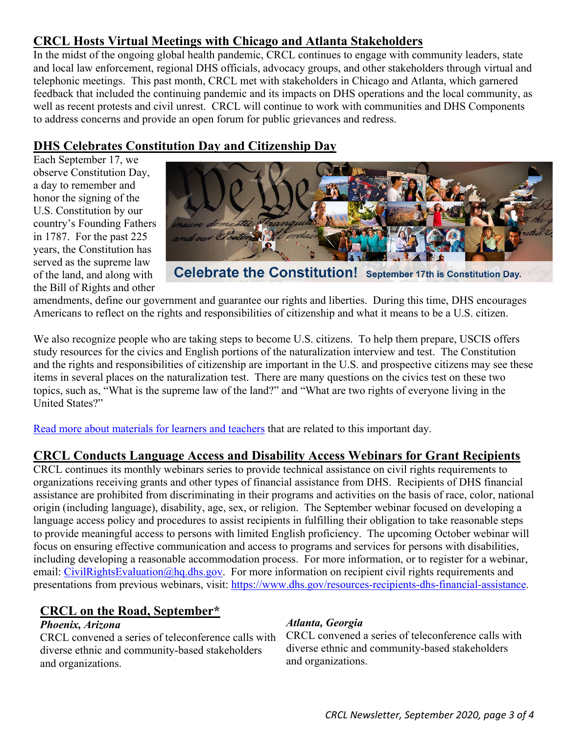## CRCL Hosts Virtual Meetings with Chicago and Atlanta Stakeholders

In the midst of the ongoing global health pandemic, CRCL continues to engage with community leaders, state and local law enforcement, regional DHS officials, advocacy groups, and other stakeholders through virtual and telephonic meetings. This past month, CRCL met with stakeholders in Chicago and Atlanta, which garnered feedback that included the continuing pandemic and its impacts on DHS operations and the local community, as well as recent protests and civil unrest. CRCL will continue to work with communities and DHS Components to address concerns and provide an open forum for public grievances and redress.

## DHS Celebrates Constitution Day and Citizenship Day

Each September 17, we observe Constitution Day, a day to remember and honor the signing of the U.S. Constitution by our country's Founding Fathers in 1787. For the past 225 years, the Constitution has served as the supreme law of the land, and along with the Bill of Rights and other amendments, define our government and guarantee our rights and liberties. During this time, DHS encourages Americans to reflect on the rights and responsibilities of citizenship and what it means to be a U.S. citizen.

Celebrate the Constitution! September 17th is Constitution Day.

We also recognize people who are taking steps to become U.S. citizens. To help them prepare, USCIS offers study resources for the civics and English portions of the naturalization interview and test. The Constitution and the rights and responsibilities of citizenship are important in the U.S. and prospective citizens may see these items in several places on the naturalization test. There are many questions on the civics test on these two topics, such as, "What is the supreme law of the land?" and "What are two rights of everyone living in the United States?"

Read more about materials for learners and teachers that are related to this important day.

## CRCL Conducts Language Access and Disability Access Webinars for Grant Recipients

CRCL continues its monthly webinars series to provide technical assistance on civil rights requirements to organizations receiving grants and other types of financial assistance from DHS. Recipients of DHS financial assistance are prohibited from discriminating in their programs and activities on the basis of race, color, national origin (including language), disability, age, sex, or religion. The September webinar focused on developing a language access policy and procedures to assist recipients in fulfilling their obligation to take reasonable steps to provide meaningful access to persons with limited English proficiency. The upcoming October webinar will focus on ensuring effective communication and access to programs and services for persons with disabilities, including developing a reasonable accommodation process. For more information, or to register for a webinar, email: CivilRightsEvaluation@hq.dhs.gov. For more information on recipient civil rights requirements and presentations from previous webinars, visit: https://www.dhs.gov/resources-recipients-dhs-financial-assistance.

## CRCL on the Road, September*

***Phoenix, Arizona***

CRCL convened a series of teleconference calls with diverse ethnic and community-based stakeholders and organizations.

***Atlanta, Georgia***

CRCL convened a series of teleconference calls with diverse ethnic and community-based stakeholders and organizations.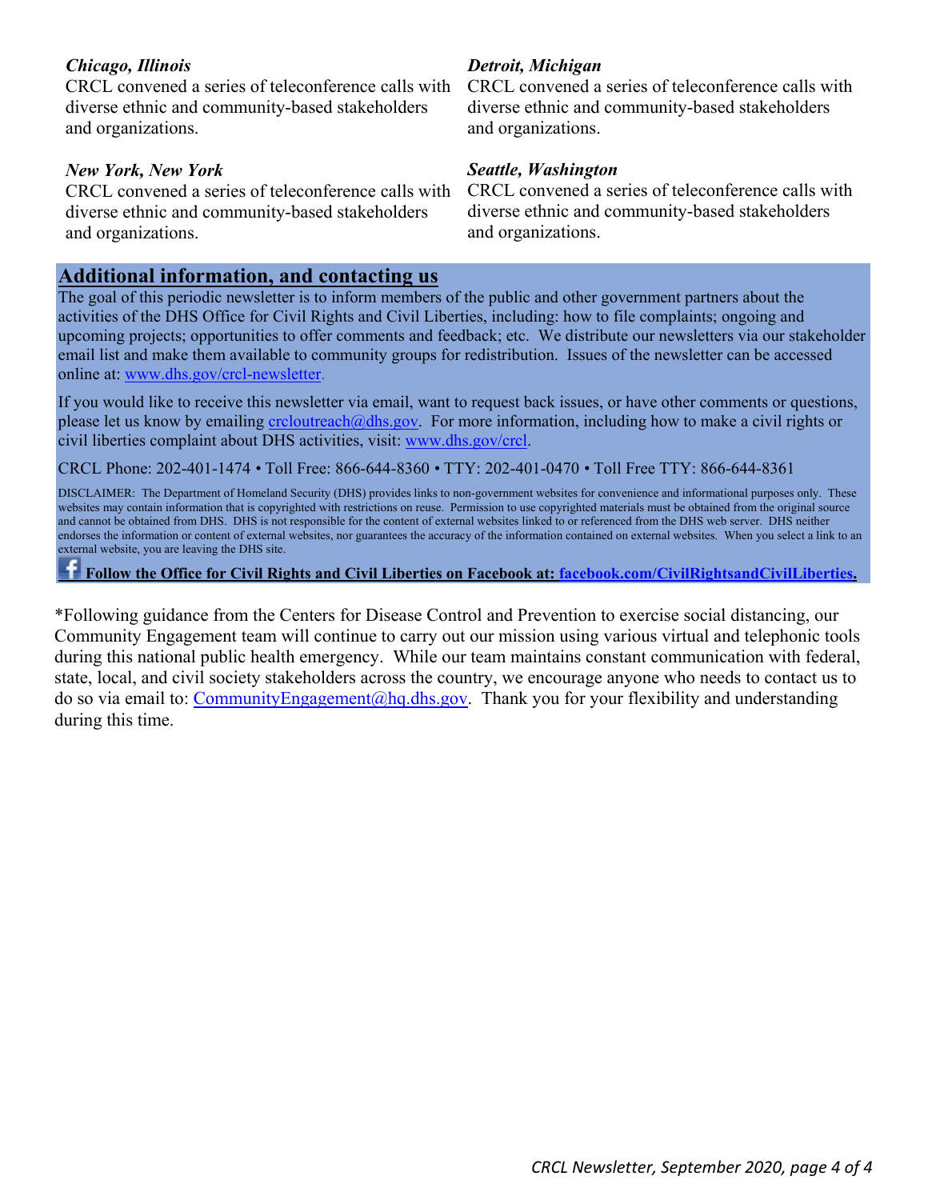*Chicago, Illinois*
CRCL convened a series of teleconference calls with diverse ethnic and community-based stakeholders and organizations.

*New York, New York*
CRCL convened a series of teleconference calls with diverse ethnic and community-based stakeholders and organizations.

*Detroit, Michigan*
CRCL convened a series of teleconference calls with diverse ethnic and community-based stakeholders and organizations.

*Seattle, Washington*
CRCL convened a series of teleconference calls with diverse ethnic and community-based stakeholders and organizations.

## Additional information, and contacting us

The goal of this periodic newsletter is to inform members of the public and other government partners about the activities of the DHS Office for Civil Rights and Civil Liberties, including: how to file complaints; ongoing and upcoming projects; opportunities to offer comments and feedback; etc. We distribute our newsletters via our stakeholder email list and make them available to community groups for redistribution. Issues of the newsletter can be accessed online at: www.dhs.gov/crcl-newsletter.

If you would like to receive this newsletter via email, want to request back issues, or have other comments or questions, please let us know by emailing crcloutreach@dhs.gov. For more information, including how to make a civil rights or civil liberties complaint about DHS activities, visit: www.dhs.gov/crcl.

CRCL Phone: 202-401-1474 • Toll Free: 866-644-8360 • TTY: 202-401-0470 • Toll Free TTY: 866-644-8361

DISCLAIMER: The Department of Homeland Security (DHS) provides links to non-government websites for convenience and informational purposes only. These websites may contain information that is copyrighted with restrictions on reuse. Permission to use copyrighted materials must be obtained from the original source and cannot be obtained from DHS. DHS is not responsible for the content of external websites linked to or referenced from the DHS web server. DHS neither endorses the information or content of external websites, nor guarantees the accuracy of the information contained on external websites. When you select a link to an external website, you are leaving the DHS site.

**Follow the Office for Civil Rights and Civil Liberties on Facebook at: facebook.com/CivilRightsandCivilLiberties.**

*Following guidance from the Centers for Disease Control and Prevention to exercise social distancing, our Community Engagement team will continue to carry out our mission using various virtual and telephonic tools during this national public health emergency. While our team maintains constant communication with federal, state, local, and civil society stakeholders across the country, we encourage anyone who needs to contact us to do so via email to: CommunityEngagement@hq.dhs.gov. Thank you for your flexibility and understanding during this time.